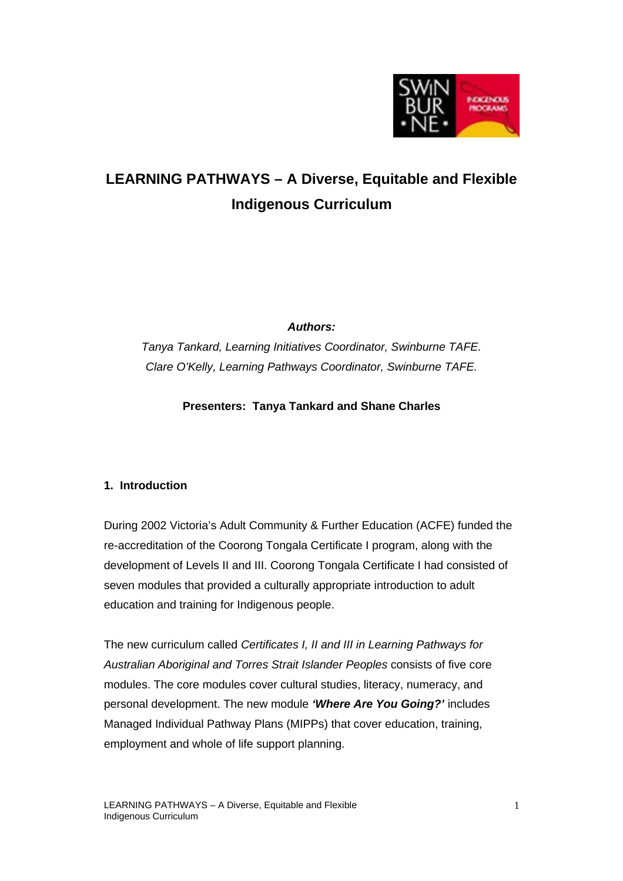# LEARNING PATHWAYS – A Diverse, Equitable and Flexible Indigenous Curriculum

***Authors:***

*Tanya Tankard, Learning Initiatives Coordinator, Swinburne TAFE.*
*Clare O'Kelly, Learning Pathways Coordinator, Swinburne TAFE.*

**Presenters: Tanya Tankard and Shane Charles**

## 1. Introduction

During 2002 Victoria's Adult Community & Further Education (ACFE) funded the re-accreditation of the Coorong Tongala Certificate I program, along with the development of Levels II and III. Coorong Tongala Certificate I had consisted of seven modules that provided a culturally appropriate introduction to adult education and training for Indigenous people.

The new curriculum called *Certificates I, II and III in Learning Pathways for Australian Aboriginal and Torres Strait Islander Peoples* consists of five core modules. The core modules cover cultural studies, literacy, numeracy, and personal development. The new module ***'Where Are You Going?'*** includes Managed Individual Pathway Plans (MIPPs) that cover education, training, employment and whole of life support planning.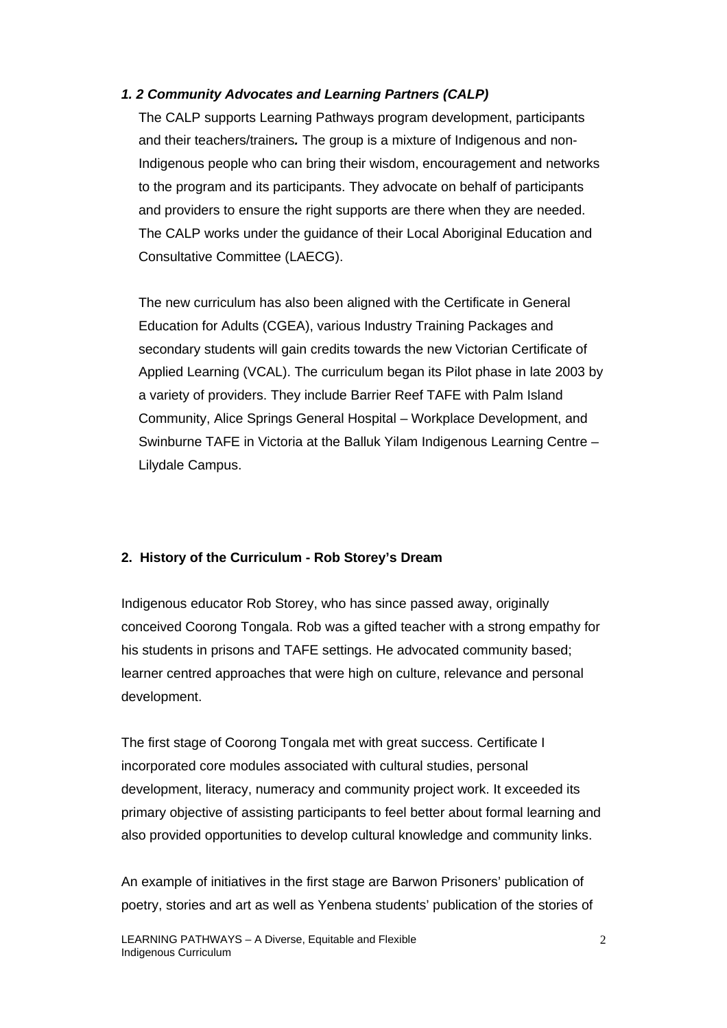### *1. 2 Community Advocates and Learning Partners (CALP)*

The CALP supports Learning Pathways program development, participants and their teachers/trainers*.* The group is a mixture of Indigenous and non-Indigenous people who can bring their wisdom, encouragement and networks to the program and its participants. They advocate on behalf of participants and providers to ensure the right supports are there when they are needed. The CALP works under the guidance of their Local Aboriginal Education and Consultative Committee (LAECG).

The new curriculum has also been aligned with the Certificate in General Education for Adults (CGEA), various Industry Training Packages and secondary students will gain credits towards the new Victorian Certificate of Applied Learning (VCAL). The curriculum began its Pilot phase in late 2003 by a variety of providers. They include Barrier Reef TAFE with Palm Island Community, Alice Springs General Hospital – Workplace Development, and Swinburne TAFE in Victoria at the Balluk Yilam Indigenous Learning Centre – Lilydale Campus.

## 2. History of the Curriculum - Rob Storey's Dream

Indigenous educator Rob Storey, who has since passed away, originally conceived Coorong Tongala. Rob was a gifted teacher with a strong empathy for his students in prisons and TAFE settings. He advocated community based; learner centred approaches that were high on culture, relevance and personal development.

The first stage of Coorong Tongala met with great success. Certificate I incorporated core modules associated with cultural studies, personal development, literacy, numeracy and community project work. It exceeded its primary objective of assisting participants to feel better about formal learning and also provided opportunities to develop cultural knowledge and community links.

An example of initiatives in the first stage are Barwon Prisoners' publication of poetry, stories and art as well as Yenbena students' publication of the stories of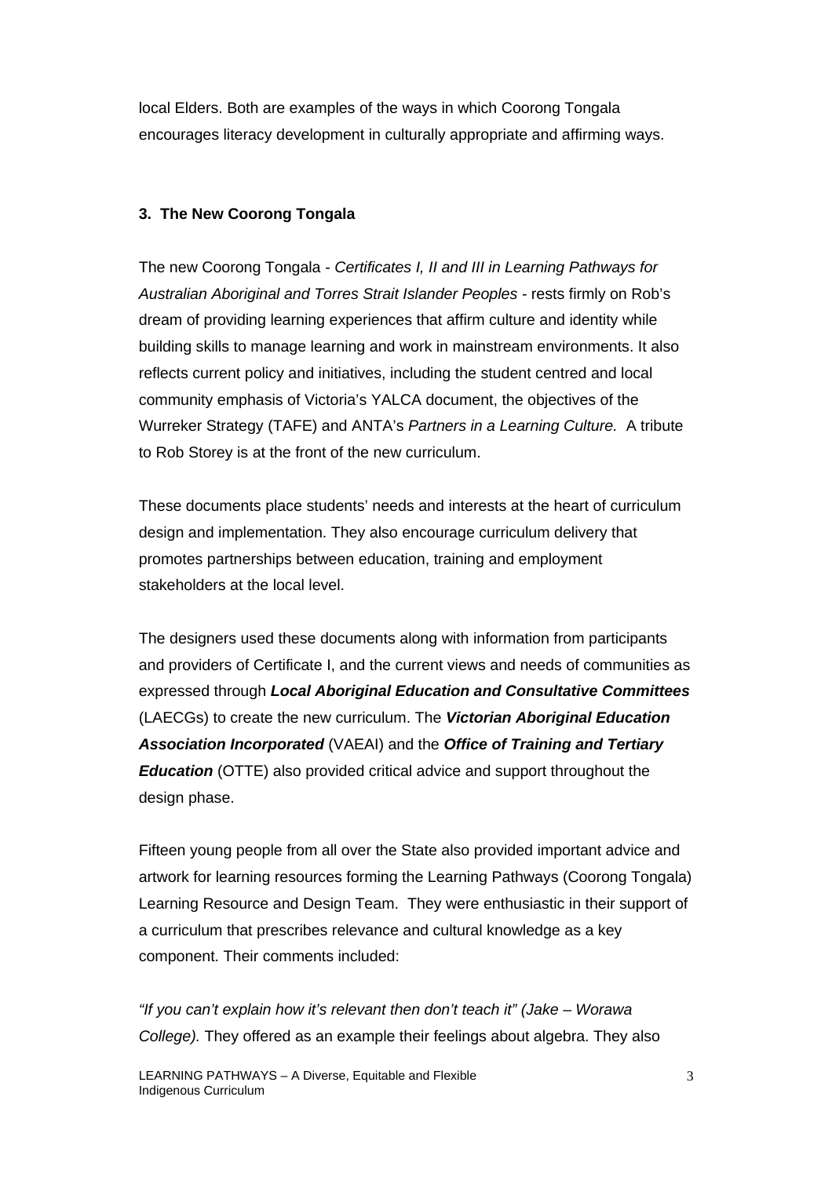local Elders. Both are examples of the ways in which Coorong Tongala encourages literacy development in culturally appropriate and affirming ways.

### 3. The New Coorong Tongala

The new Coorong Tongala - *Certificates I, II and III in Learning Pathways for Australian Aboriginal and Torres Strait Islander Peoples* - rests firmly on Rob's dream of providing learning experiences that affirm culture and identity while building skills to manage learning and work in mainstream environments. It also reflects current policy and initiatives, including the student centred and local community emphasis of Victoria's YALCA document, the objectives of the Wurreker Strategy (TAFE) and ANTA's *Partners in a Learning Culture.* A tribute to Rob Storey is at the front of the new curriculum.

These documents place students' needs and interests at the heart of curriculum design and implementation. They also encourage curriculum delivery that promotes partnerships between education, training and employment stakeholders at the local level.

The designers used these documents along with information from participants and providers of Certificate I, and the current views and needs of communities as expressed through ***Local Aboriginal Education and Consultative Committees*** (LAECGs) to create the new curriculum. The ***Victorian Aboriginal Education Association Incorporated*** (VAEAI) and the ***Office of Training and Tertiary Education*** (OTTE) also provided critical advice and support throughout the design phase.

Fifteen young people from all over the State also provided important advice and artwork for learning resources forming the Learning Pathways (Coorong Tongala) Learning Resource and Design Team. They were enthusiastic in their support of a curriculum that prescribes relevance and cultural knowledge as a key component. Their comments included:

*"If you can't explain how it's relevant then don't teach it" (Jake – Worawa College).* They offered as an example their feelings about algebra. They also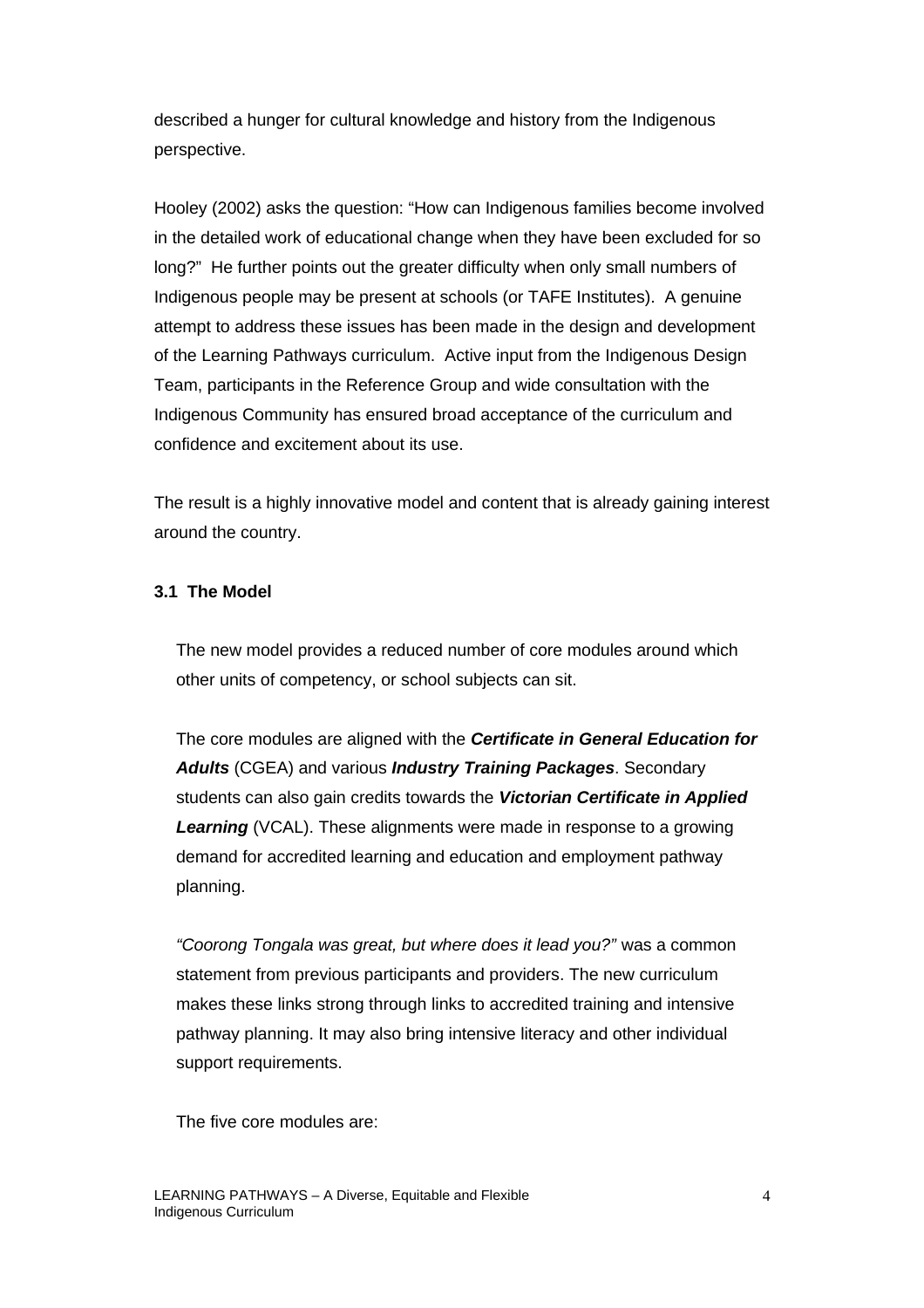described a hunger for cultural knowledge and history from the Indigenous perspective.

Hooley (2002) asks the question: "How can Indigenous families become involved in the detailed work of educational change when they have been excluded for so long?" He further points out the greater difficulty when only small numbers of Indigenous people may be present at schools (or TAFE Institutes). A genuine attempt to address these issues has been made in the design and development of the Learning Pathways curriculum. Active input from the Indigenous Design Team, participants in the Reference Group and wide consultation with the Indigenous Community has ensured broad acceptance of the curriculum and confidence and excitement about its use.

The result is a highly innovative model and content that is already gaining interest around the country.

### 3.1 The Model

The new model provides a reduced number of core modules around which other units of competency, or school subjects can sit.

The core modules are aligned with the ***Certificate in General Education for Adults*** (CGEA) and various ***Industry Training Packages***. Secondary students can also gain credits towards the ***Victorian Certificate in Applied Learning*** (VCAL). These alignments were made in response to a growing demand for accredited learning and education and employment pathway planning.

*"Coorong Tongala was great, but where does it lead you?"* was a common statement from previous participants and providers. The new curriculum makes these links strong through links to accredited training and intensive pathway planning. It may also bring intensive literacy and other individual support requirements.

The five core modules are: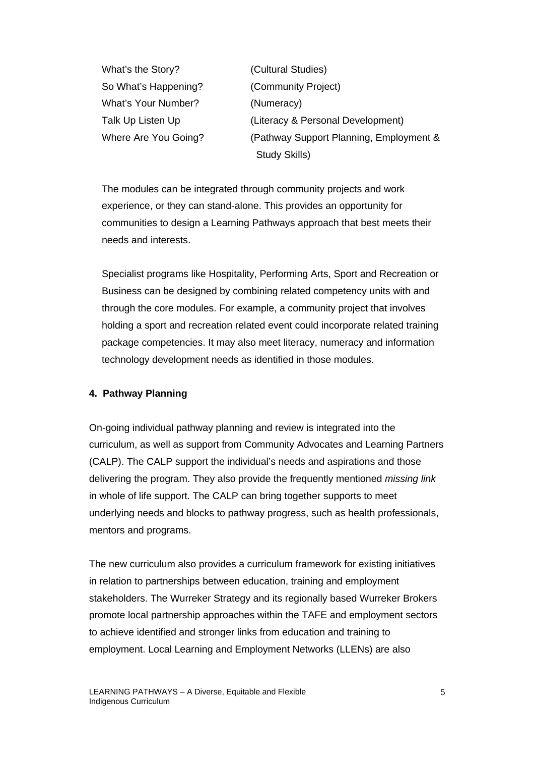| | |
|---|---|
| What's the Story? | (Cultural Studies) |
| So What's Happening? | (Community Project) |
| What's Your Number? | (Numeracy) |
| Talk Up Listen Up | (Literacy & Personal Development) |
| Where Are You Going? | (Pathway Support Planning, Employment & Study Skills) |

The modules can be integrated through community projects and work experience, or they can stand-alone. This provides an opportunity for communities to design a Learning Pathways approach that best meets their needs and interests.

Specialist programs like Hospitality, Performing Arts, Sport and Recreation or Business can be designed by combining related competency units with and through the core modules. For example, a community project that involves holding a sport and recreation related event could incorporate related training package competencies. It may also meet literacy, numeracy and information technology development needs as identified in those modules.

#### 4. Pathway Planning

On-going individual pathway planning and review is integrated into the curriculum, as well as support from Community Advocates and Learning Partners (CALP). The CALP support the individual's needs and aspirations and those delivering the program. They also provide the frequently mentioned *missing link* in whole of life support. The CALP can bring together supports to meet underlying needs and blocks to pathway progress, such as health professionals, mentors and programs.

The new curriculum also provides a curriculum framework for existing initiatives in relation to partnerships between education, training and employment stakeholders. The Wurreker Strategy and its regionally based Wurreker Brokers promote local partnership approaches within the TAFE and employment sectors to achieve identified and stronger links from education and training to employment. Local Learning and Employment Networks (LLENs) are also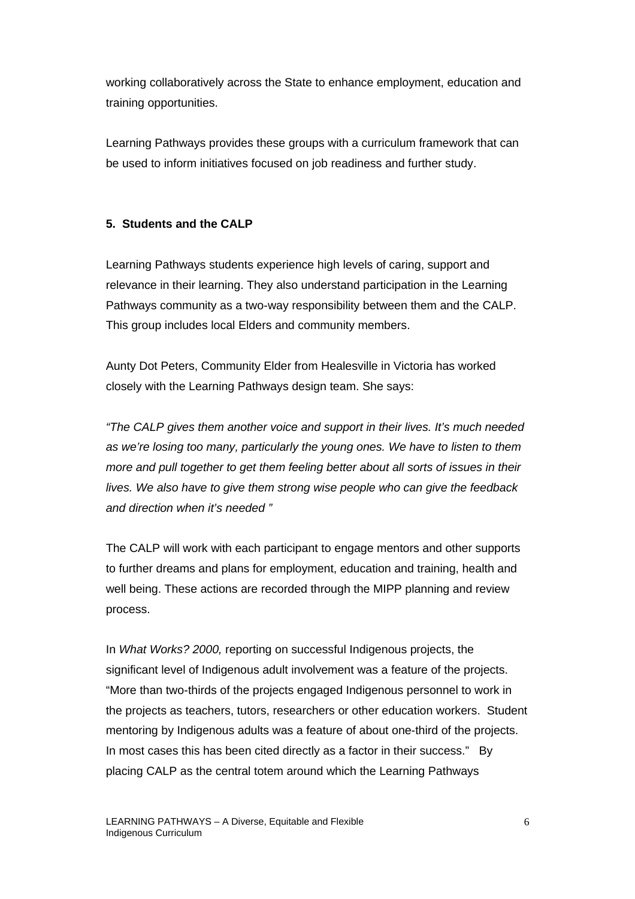working collaboratively across the State to enhance employment, education and training opportunities.

Learning Pathways provides these groups with a curriculum framework that can be used to inform initiatives focused on job readiness and further study.

**5. Students and the CALP**

Learning Pathways students experience high levels of caring, support and relevance in their learning. They also understand participation in the Learning Pathways community as a two-way responsibility between them and the CALP. This group includes local Elders and community members.

Aunty Dot Peters, Community Elder from Healesville in Victoria has worked closely with the Learning Pathways design team. She says:

*"The CALP gives them another voice and support in their lives. It's much needed as we're losing too many, particularly the young ones. We have to listen to them more and pull together to get them feeling better about all sorts of issues in their lives. We also have to give them strong wise people who can give the feedback and direction when it's needed "*

The CALP will work with each participant to engage mentors and other supports to further dreams and plans for employment, education and training, health and well being. These actions are recorded through the MIPP planning and review process.

In *What Works? 2000,* reporting on successful Indigenous projects, the significant level of Indigenous adult involvement was a feature of the projects. "More than two-thirds of the projects engaged Indigenous personnel to work in the projects as teachers, tutors, researchers or other education workers. Student mentoring by Indigenous adults was a feature of about one-third of the projects. In most cases this has been cited directly as a factor in their success." By placing CALP as the central totem around which the Learning Pathways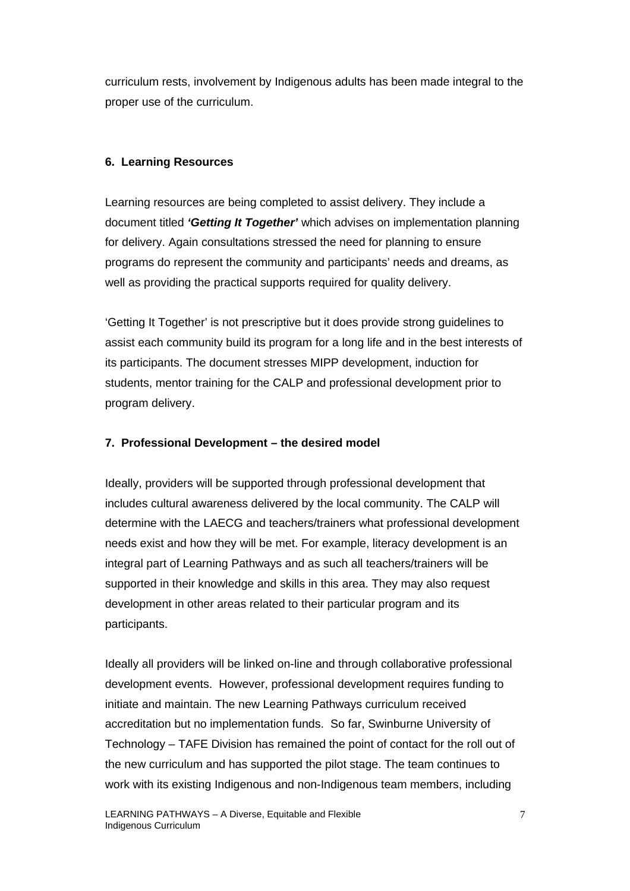curriculum rests, involvement by Indigenous adults has been made integral to the proper use of the curriculum.

### 6. Learning Resources

Learning resources are being completed to assist delivery. They include a document titled ***'Getting It Together'*** which advises on implementation planning for delivery. Again consultations stressed the need for planning to ensure programs do represent the community and participants' needs and dreams, as well as providing the practical supports required for quality delivery.

'Getting It Together' is not prescriptive but it does provide strong guidelines to assist each community build its program for a long life and in the best interests of its participants. The document stresses MIPP development, induction for students, mentor training for the CALP and professional development prior to program delivery.

### 7. Professional Development – the desired model

Ideally, providers will be supported through professional development that includes cultural awareness delivered by the local community. The CALP will determine with the LAECG and teachers/trainers what professional development needs exist and how they will be met. For example, literacy development is an integral part of Learning Pathways and as such all teachers/trainers will be supported in their knowledge and skills in this area. They may also request development in other areas related to their particular program and its participants.

Ideally all providers will be linked on-line and through collaborative professional development events. However, professional development requires funding to initiate and maintain. The new Learning Pathways curriculum received accreditation but no implementation funds. So far, Swinburne University of Technology – TAFE Division has remained the point of contact for the roll out of the new curriculum and has supported the pilot stage. The team continues to work with its existing Indigenous and non-Indigenous team members, including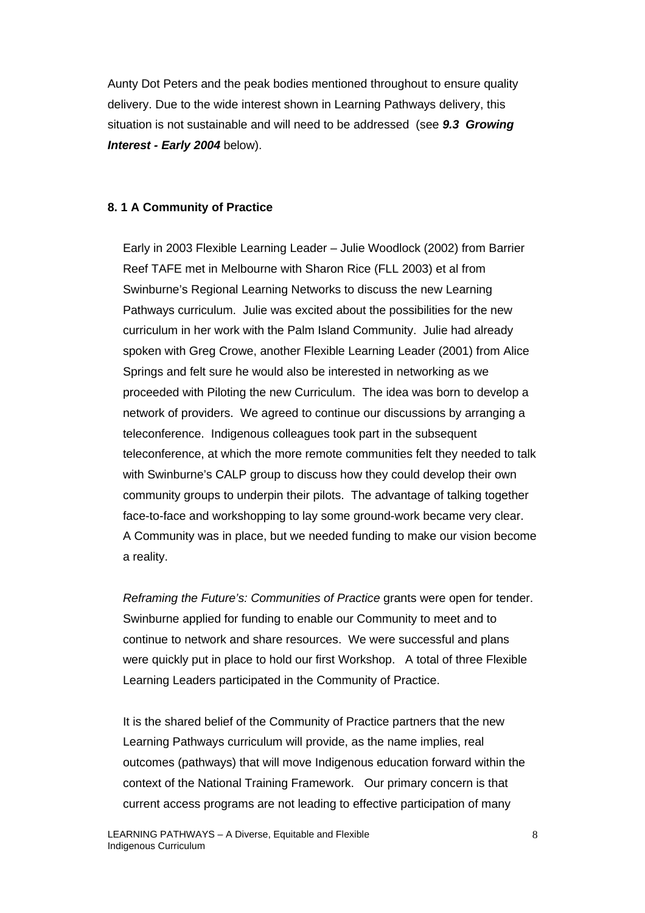Aunty Dot Peters and the peak bodies mentioned throughout to ensure quality delivery. Due to the wide interest shown in Learning Pathways delivery, this situation is not sustainable and will need to be addressed (see ***9.3 Growing Interest - Early 2004*** below).

**8. 1 A Community of Practice**

Early in 2003 Flexible Learning Leader – Julie Woodlock (2002) from Barrier Reef TAFE met in Melbourne with Sharon Rice (FLL 2003) et al from Swinburne's Regional Learning Networks to discuss the new Learning Pathways curriculum. Julie was excited about the possibilities for the new curriculum in her work with the Palm Island Community. Julie had already spoken with Greg Crowe, another Flexible Learning Leader (2001) from Alice Springs and felt sure he would also be interested in networking as we proceeded with Piloting the new Curriculum. The idea was born to develop a network of providers. We agreed to continue our discussions by arranging a teleconference. Indigenous colleagues took part in the subsequent teleconference, at which the more remote communities felt they needed to talk with Swinburne's CALP group to discuss how they could develop their own community groups to underpin their pilots. The advantage of talking together face-to-face and workshopping to lay some ground-work became very clear. A Community was in place, but we needed funding to make our vision become a reality.

*Reframing the Future's: Communities of Practice* grants were open for tender. Swinburne applied for funding to enable our Community to meet and to continue to network and share resources. We were successful and plans were quickly put in place to hold our first Workshop. A total of three Flexible Learning Leaders participated in the Community of Practice.

It is the shared belief of the Community of Practice partners that the new Learning Pathways curriculum will provide, as the name implies, real outcomes (pathways) that will move Indigenous education forward within the context of the National Training Framework. Our primary concern is that current access programs are not leading to effective participation of many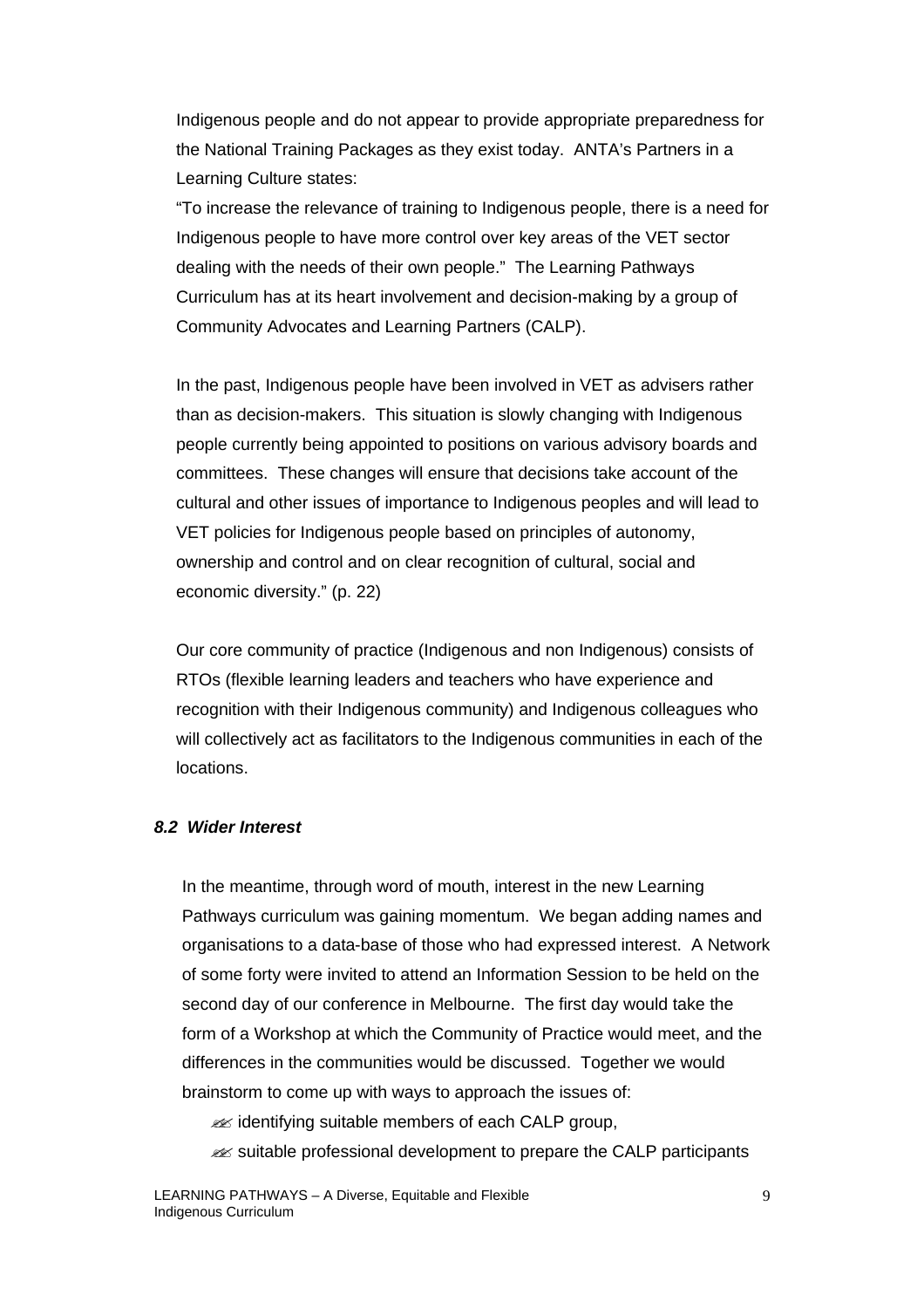Indigenous people and do not appear to provide appropriate preparedness for the National Training Packages as they exist today. ANTA's Partners in a Learning Culture states:

"To increase the relevance of training to Indigenous people, there is a need for Indigenous people to have more control over key areas of the VET sector dealing with the needs of their own people." The Learning Pathways Curriculum has at its heart involvement and decision-making by a group of Community Advocates and Learning Partners (CALP).

In the past, Indigenous people have been involved in VET as advisers rather than as decision-makers. This situation is slowly changing with Indigenous people currently being appointed to positions on various advisory boards and committees. These changes will ensure that decisions take account of the cultural and other issues of importance to Indigenous peoples and will lead to VET policies for Indigenous people based on principles of autonomy, ownership and control and on clear recognition of cultural, social and economic diversity." (p. 22)

Our core community of practice (Indigenous and non Indigenous) consists of RTOs (flexible learning leaders and teachers who have experience and recognition with their Indigenous community) and Indigenous colleagues who will collectively act as facilitators to the Indigenous communities in each of the locations.

### *8.2 Wider Interest*

In the meantime, through word of mouth, interest in the new Learning Pathways curriculum was gaining momentum. We began adding names and organisations to a data-base of those who had expressed interest. A Network of some forty were invited to attend an Information Session to be held on the second day of our conference in Melbourne. The first day would take the form of a Workshop at which the Community of Practice would meet, and the differences in the communities would be discussed. Together we would brainstorm to come up with ways to approach the issues of:

- identifying suitable members of each CALP group,
- suitable professional development to prepare the CALP participants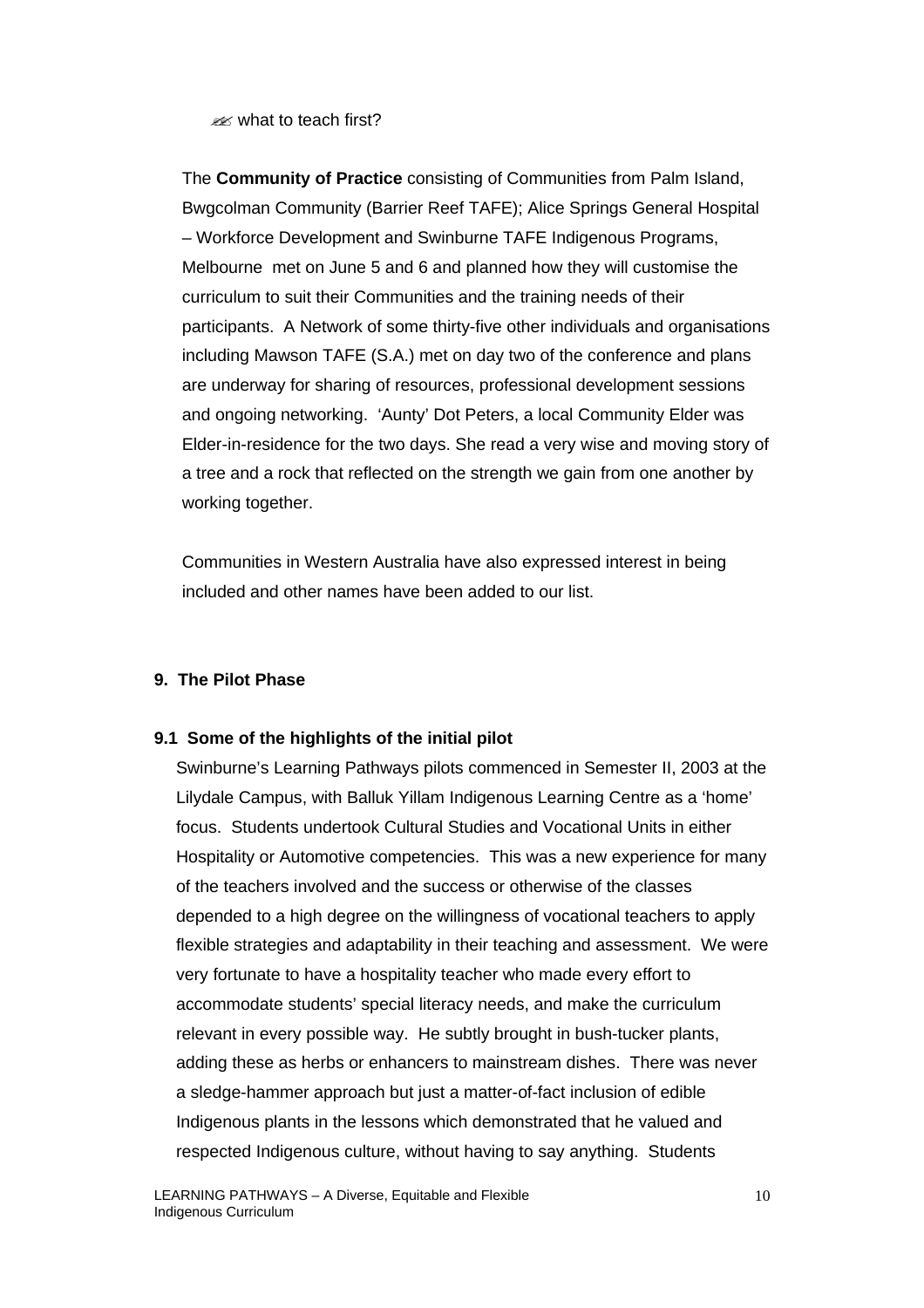- what to teach first?

The **Community of Practice** consisting of Communities from Palm Island, Bwgcolman Community (Barrier Reef TAFE); Alice Springs General Hospital – Workforce Development and Swinburne TAFE Indigenous Programs, Melbourne met on June 5 and 6 and planned how they will customise the curriculum to suit their Communities and the training needs of their participants. A Network of some thirty-five other individuals and organisations including Mawson TAFE (S.A.) met on day two of the conference and plans are underway for sharing of resources, professional development sessions and ongoing networking. 'Aunty' Dot Peters, a local Community Elder was Elder-in-residence for the two days. She read a very wise and moving story of a tree and a rock that reflected on the strength we gain from one another by working together.

Communities in Western Australia have also expressed interest in being included and other names have been added to our list.

## 9. The Pilot Phase

### 9.1 Some of the highlights of the initial pilot

Swinburne's Learning Pathways pilots commenced in Semester II, 2003 at the Lilydale Campus, with Balluk Yillam Indigenous Learning Centre as a 'home' focus. Students undertook Cultural Studies and Vocational Units in either Hospitality or Automotive competencies. This was a new experience for many of the teachers involved and the success or otherwise of the classes depended to a high degree on the willingness of vocational teachers to apply flexible strategies and adaptability in their teaching and assessment. We were very fortunate to have a hospitality teacher who made every effort to accommodate students' special literacy needs, and make the curriculum relevant in every possible way. He subtly brought in bush-tucker plants, adding these as herbs or enhancers to mainstream dishes. There was never a sledge-hammer approach but just a matter-of-fact inclusion of edible Indigenous plants in the lessons which demonstrated that he valued and respected Indigenous culture, without having to say anything. Students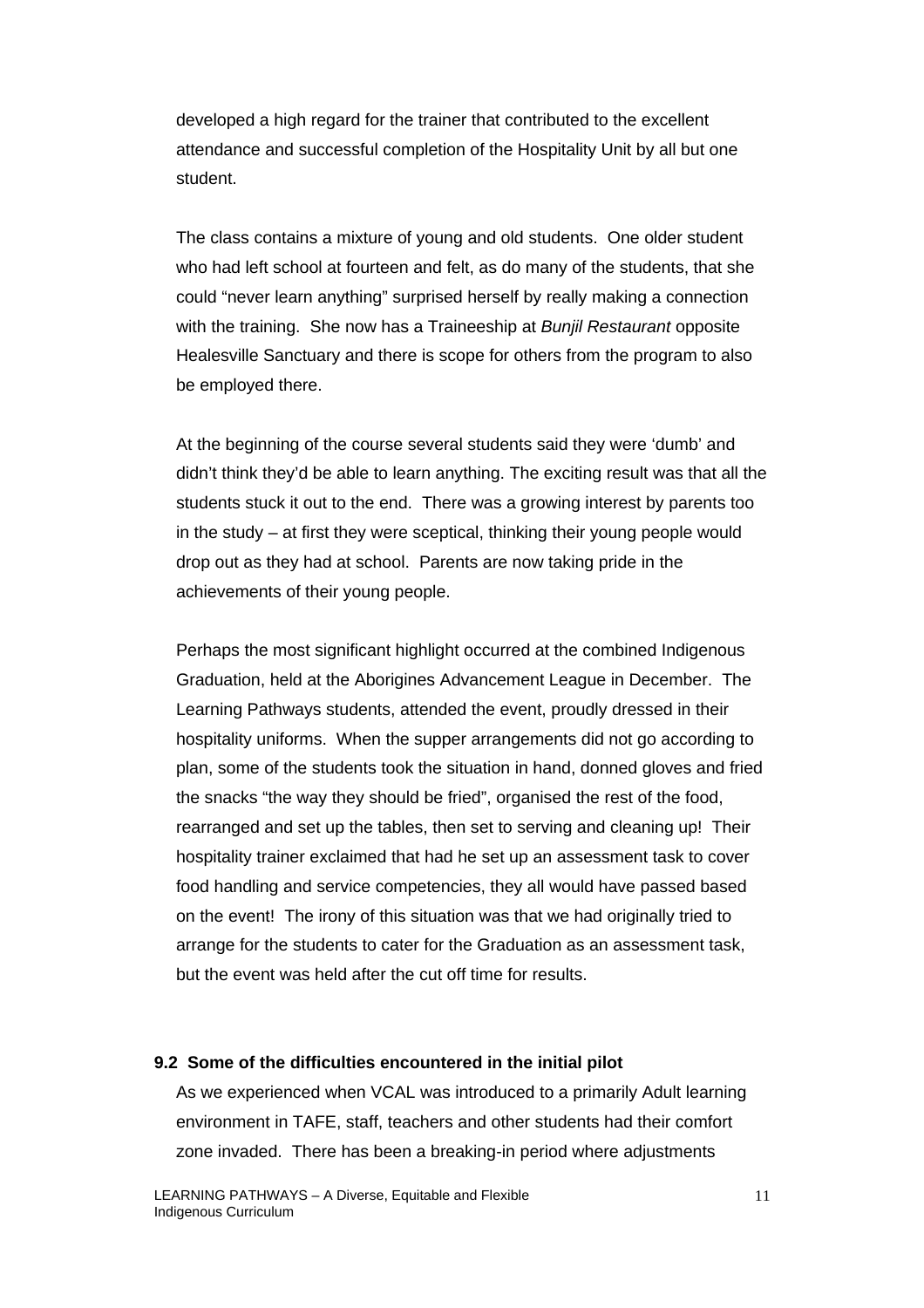developed a high regard for the trainer that contributed to the excellent attendance and successful completion of the Hospitality Unit by all but one student.

The class contains a mixture of young and old students. One older student who had left school at fourteen and felt, as do many of the students, that she could "never learn anything" surprised herself by really making a connection with the training. She now has a Traineeship at *Bunjil Restaurant* opposite Healesville Sanctuary and there is scope for others from the program to also be employed there.

At the beginning of the course several students said they were 'dumb' and didn't think they'd be able to learn anything. The exciting result was that all the students stuck it out to the end. There was a growing interest by parents too in the study – at first they were sceptical, thinking their young people would drop out as they had at school. Parents are now taking pride in the achievements of their young people.

Perhaps the most significant highlight occurred at the combined Indigenous Graduation, held at the Aborigines Advancement League in December. The Learning Pathways students, attended the event, proudly dressed in their hospitality uniforms. When the supper arrangements did not go according to plan, some of the students took the situation in hand, donned gloves and fried the snacks "the way they should be fried", organised the rest of the food, rearranged and set up the tables, then set to serving and cleaning up! Their hospitality trainer exclaimed that had he set up an assessment task to cover food handling and service competencies, they all would have passed based on the event! The irony of this situation was that we had originally tried to arrange for the students to cater for the Graduation as an assessment task, but the event was held after the cut off time for results.

### 9.2 Some of the difficulties encountered in the initial pilot

As we experienced when VCAL was introduced to a primarily Adult learning environment in TAFE, staff, teachers and other students had their comfort zone invaded. There has been a breaking-in period where adjustments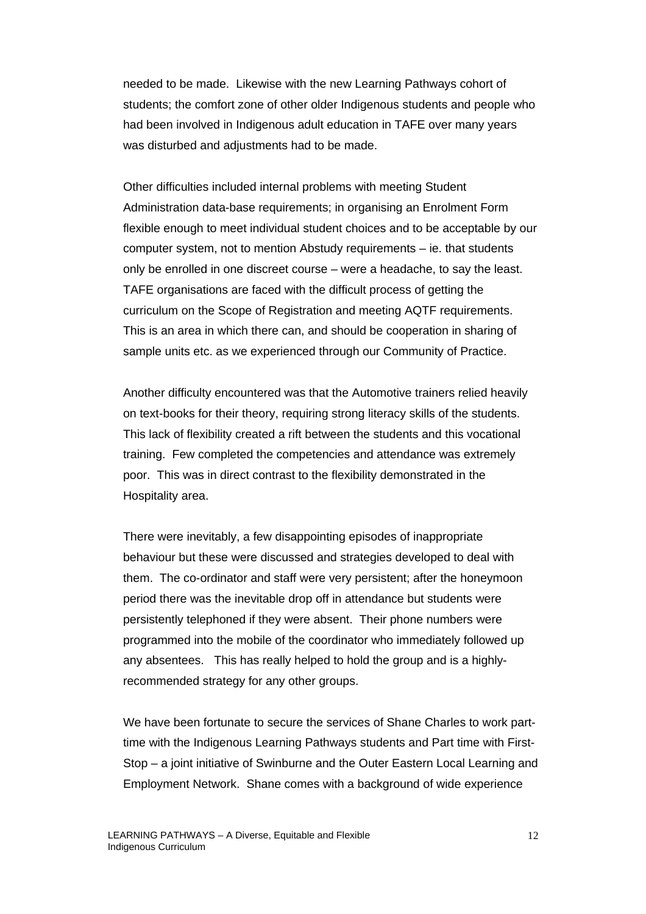needed to be made. Likewise with the new Learning Pathways cohort of students; the comfort zone of other older Indigenous students and people who had been involved in Indigenous adult education in TAFE over many years was disturbed and adjustments had to be made.

Other difficulties included internal problems with meeting Student Administration data-base requirements; in organising an Enrolment Form flexible enough to meet individual student choices and to be acceptable by our computer system, not to mention Abstudy requirements – ie. that students only be enrolled in one discreet course – were a headache, to say the least. TAFE organisations are faced with the difficult process of getting the curriculum on the Scope of Registration and meeting AQTF requirements. This is an area in which there can, and should be cooperation in sharing of sample units etc. as we experienced through our Community of Practice.

Another difficulty encountered was that the Automotive trainers relied heavily on text-books for their theory, requiring strong literacy skills of the students. This lack of flexibility created a rift between the students and this vocational training. Few completed the competencies and attendance was extremely poor. This was in direct contrast to the flexibility demonstrated in the Hospitality area.

There were inevitably, a few disappointing episodes of inappropriate behaviour but these were discussed and strategies developed to deal with them. The co-ordinator and staff were very persistent; after the honeymoon period there was the inevitable drop off in attendance but students were persistently telephoned if they were absent. Their phone numbers were programmed into the mobile of the coordinator who immediately followed up any absentees. This has really helped to hold the group and is a highly-recommended strategy for any other groups.

We have been fortunate to secure the services of Shane Charles to work part-time with the Indigenous Learning Pathways students and Part time with First-Stop – a joint initiative of Swinburne and the Outer Eastern Local Learning and Employment Network. Shane comes with a background of wide experience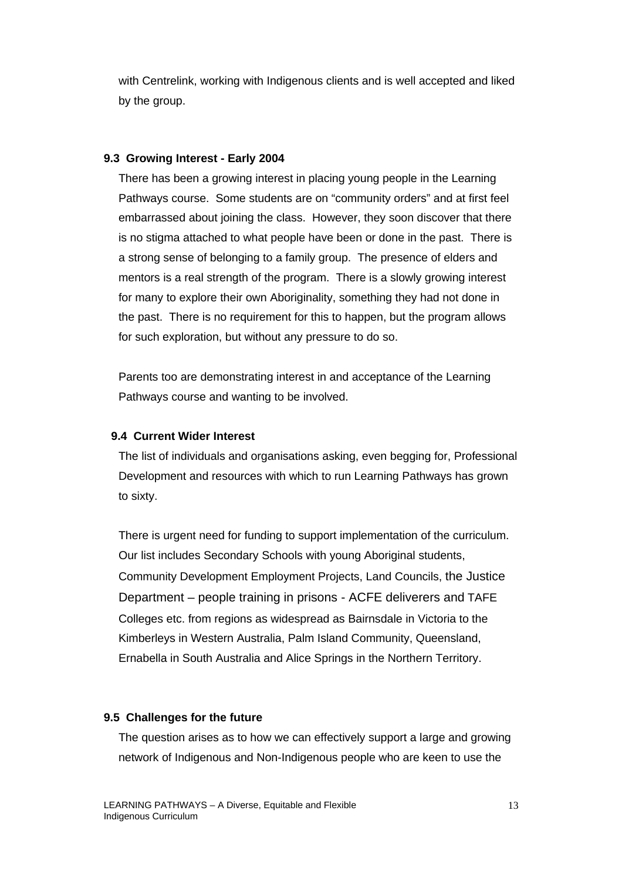with Centrelink, working with Indigenous clients and is well accepted and liked by the group.

### 9.3 Growing Interest - Early 2004

There has been a growing interest in placing young people in the Learning Pathways course. Some students are on "community orders" and at first feel embarrassed about joining the class. However, they soon discover that there is no stigma attached to what people have been or done in the past. There is a strong sense of belonging to a family group. The presence of elders and mentors is a real strength of the program. There is a slowly growing interest for many to explore their own Aboriginality, something they had not done in the past. There is no requirement for this to happen, but the program allows for such exploration, but without any pressure to do so.

Parents too are demonstrating interest in and acceptance of the Learning Pathways course and wanting to be involved.

### 9.4 Current Wider Interest

The list of individuals and organisations asking, even begging for, Professional Development and resources with which to run Learning Pathways has grown to sixty.

There is urgent need for funding to support implementation of the curriculum. Our list includes Secondary Schools with young Aboriginal students, Community Development Employment Projects, Land Councils, the Justice Department – people training in prisons - ACFE deliverers and TAFE Colleges etc. from regions as widespread as Bairnsdale in Victoria to the Kimberleys in Western Australia, Palm Island Community, Queensland, Ernabella in South Australia and Alice Springs in the Northern Territory.

### 9.5 Challenges for the future

The question arises as to how we can effectively support a large and growing network of Indigenous and Non-Indigenous people who are keen to use the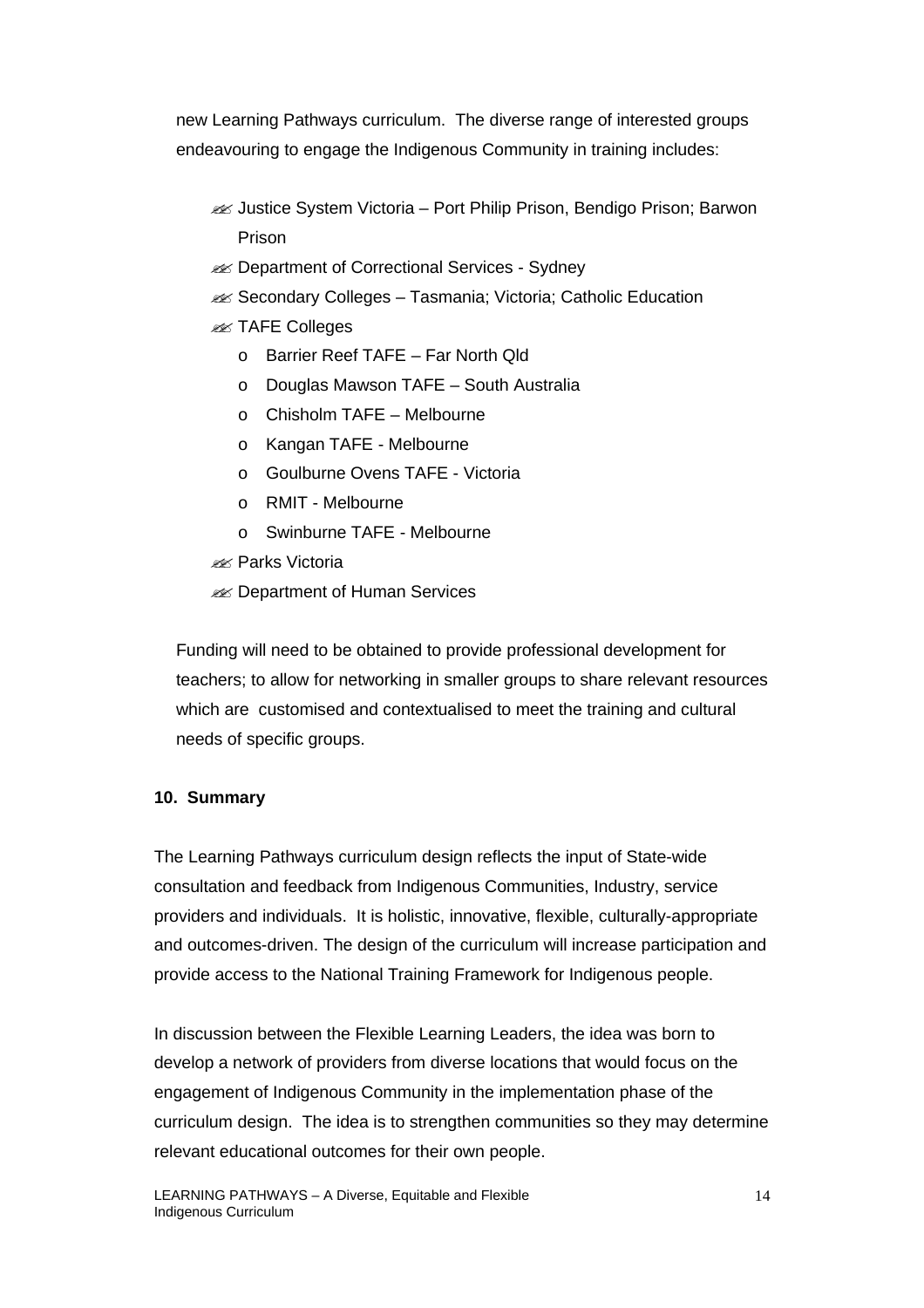new Learning Pathways curriculum. The diverse range of interested groups endeavouring to engage the Indigenous Community in training includes:

- Justice System Victoria – Port Philip Prison, Bendigo Prison; Barwon Prison
- Department of Correctional Services - Sydney
- Secondary Colleges – Tasmania; Victoria; Catholic Education
- TAFE Colleges
  - Barrier Reef TAFE – Far North Qld
  - Douglas Mawson TAFE – South Australia
  - Chisholm TAFE – Melbourne
  - Kangan TAFE - Melbourne
  - Goulburne Ovens TAFE - Victoria
  - RMIT - Melbourne
  - Swinburne TAFE - Melbourne
- Parks Victoria
- Department of Human Services

Funding will need to be obtained to provide professional development for teachers; to allow for networking in smaller groups to share relevant resources which are customised and contextualised to meet the training and cultural needs of specific groups.

**10. Summary**

The Learning Pathways curriculum design reflects the input of State-wide consultation and feedback from Indigenous Communities, Industry, service providers and individuals. It is holistic, innovative, flexible, culturally-appropriate and outcomes-driven. The design of the curriculum will increase participation and provide access to the National Training Framework for Indigenous people.

In discussion between the Flexible Learning Leaders, the idea was born to develop a network of providers from diverse locations that would focus on the engagement of Indigenous Community in the implementation phase of the curriculum design. The idea is to strengthen communities so they may determine relevant educational outcomes for their own people.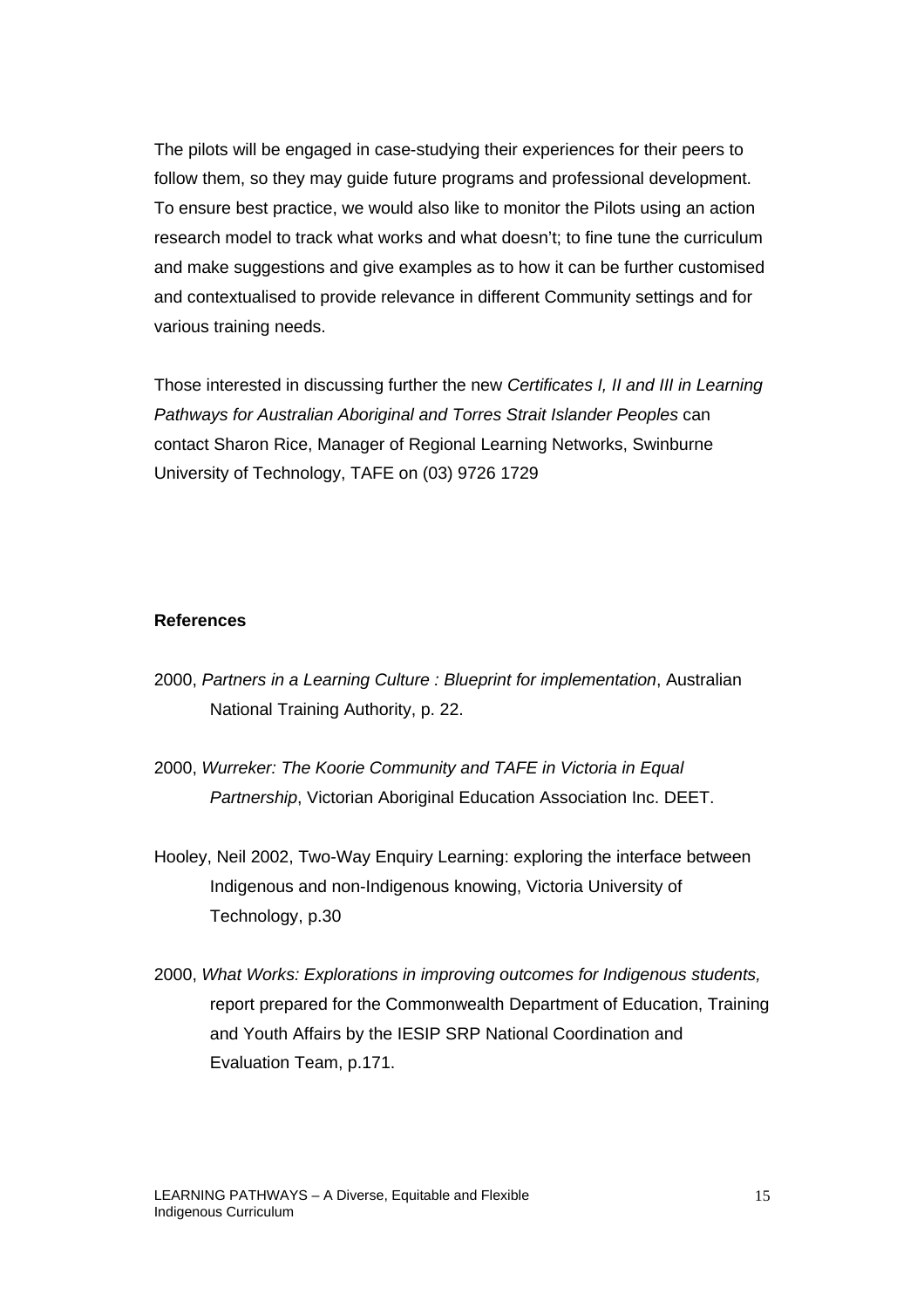The pilots will be engaged in case-studying their experiences for their peers to follow them, so they may guide future programs and professional development. To ensure best practice, we would also like to monitor the Pilots using an action research model to track what works and what doesn't; to fine tune the curriculum and make suggestions and give examples as to how it can be further customised and contextualised to provide relevance in different Community settings and for various training needs.

Those interested in discussing further the new *Certificates I, II and III in Learning Pathways for Australian Aboriginal and Torres Strait Islander Peoples* can contact Sharon Rice, Manager of Regional Learning Networks, Swinburne University of Technology, TAFE on (03) 9726 1729

**References**

2000, *Partners in a Learning Culture : Blueprint for implementation*, Australian National Training Authority, p. 22.

2000, *Wurreker: The Koorie Community and TAFE in Victoria in Equal Partnership*, Victorian Aboriginal Education Association Inc. DEET.

Hooley, Neil 2002, Two-Way Enquiry Learning: exploring the interface between Indigenous and non-Indigenous knowing, Victoria University of Technology, p.30

2000, *What Works: Explorations in improving outcomes for Indigenous students,* report prepared for the Commonwealth Department of Education, Training and Youth Affairs by the IESIP SRP National Coordination and Evaluation Team, p.171.